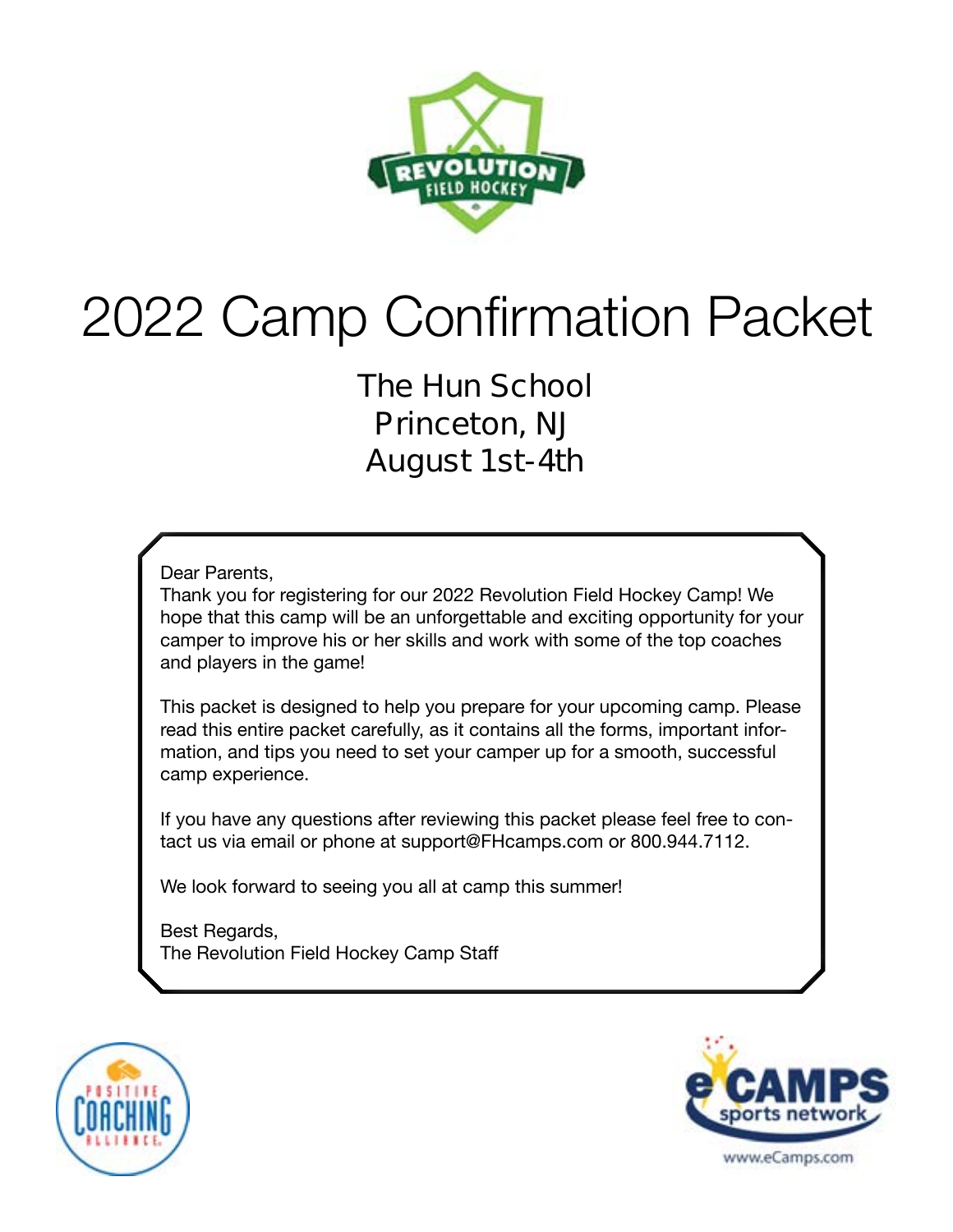# 2022 Camp Confirmation Packet

## The Hun School
## Princeton, NJ
## August 1st-4th

Dear Parents,

Thank you for registering for our 2022 Revolution Field Hockey Camp! We hope that this camp will be an unforgettable and exciting opportunity for your camper to improve his or her skills and work with some of the top coaches and players in the game!

This packet is designed to help you prepare for your upcoming camp. Please read this entire packet carefully, as it contains all the forms, important information, and tips you need to set your camper up for a smooth, successful camp experience.

If you have any questions after reviewing this packet please feel free to contact us via email or phone at support@FHcamps.com or 800.944.7112.

We look forward to seeing you all at camp this summer!

Best Regards,
The Revolution Field Hockey Camp Staff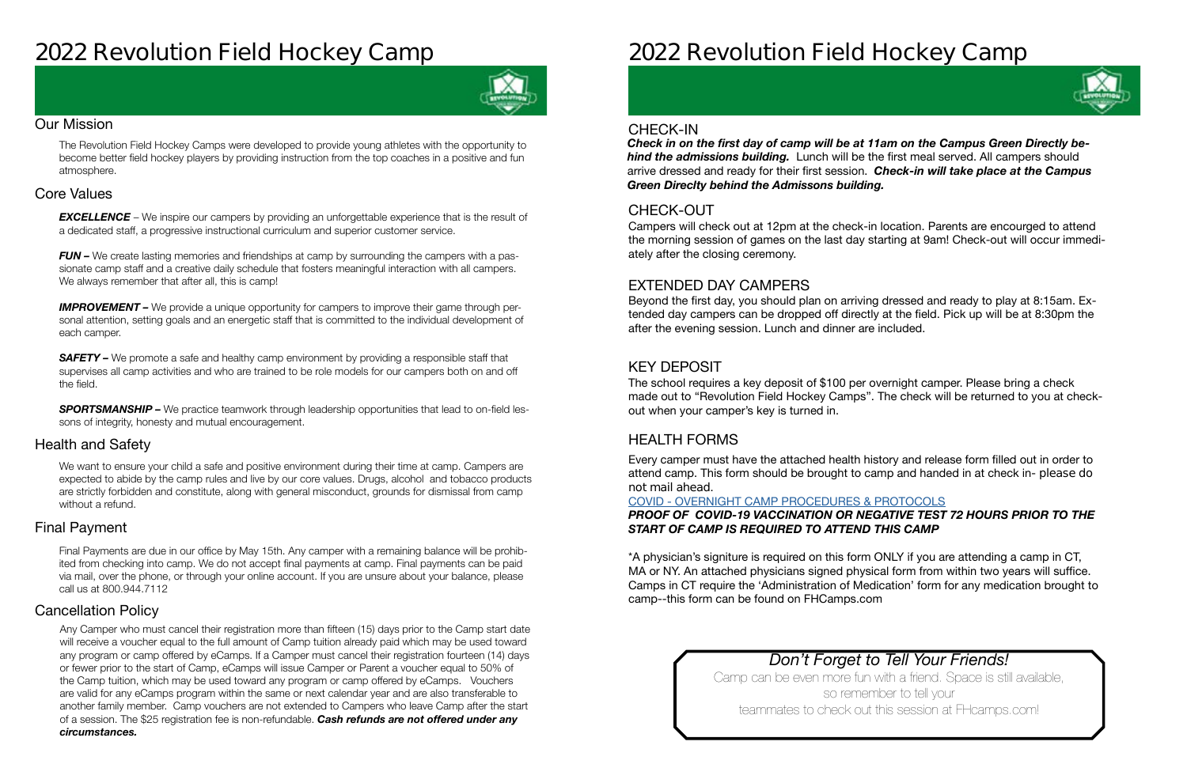# 2022 Revolution Field Hockey Camp

## Our Mission

The Revolution Field Hockey Camps were developed to provide young athletes with the opportunity to become better field hockey players by providing instruction from the top coaches in a positive and fun atmosphere.

## Core Values

***EXCELLENCE*** – We inspire our campers by providing an unforgettable experience that is the result of a dedicated staff, a progressive instructional curriculum and superior customer service.

***FUN –*** We create lasting memories and friendships at camp by surrounding the campers with a passionate camp staff and a creative daily schedule that fosters meaningful interaction with all campers. We always remember that after all, this is camp!

***IMPROVEMENT –*** We provide a unique opportunity for campers to improve their game through personal attention, setting goals and an energetic staff that is committed to the individual development of each camper.

***SAFETY –*** We promote a safe and healthy camp environment by providing a responsible staff that supervises all camp activities and who are trained to be role models for our campers both on and off the field.

***SPORTSMANSHIP –*** We practice teamwork through leadership opportunities that lead to on-field lessons of integrity, honesty and mutual encouragement.

## Health and Safety

We want to ensure your child a safe and positive environment during their time at camp. Campers are expected to abide by the camp rules and live by our core values. Drugs, alcohol and tobacco products are strictly forbidden and constitute, along with general misconduct, grounds for dismissal from camp without a refund.

## Final Payment

Final Payments are due in our office by May 15th. Any camper with a remaining balance will be prohibited from checking into camp. We do not accept final payments at camp. Final payments can be paid via mail, over the phone, or through your online account. If you are unsure about your balance, please call us at 800.944.7112

## Cancellation Policy

Any Camper who must cancel their registration more than fifteen (15) days prior to the Camp start date will receive a voucher equal to the full amount of Camp tuition already paid which may be used toward any program or camp offered by eCamps. If a Camper must cancel their registration fourteen (14) days or fewer prior to the start of Camp, eCamps will issue Camper or Parent a voucher equal to 50% of the Camp tuition, which may be used toward any program or camp offered by eCamps. Vouchers are valid for any eCamps program within the same or next calendar year and are also transferable to another family member. Camp vouchers are not extended to Campers who leave Camp after the start of a session. The $25 registration fee is non-refundable. ***Cash refunds are not offered under any circumstances.***

# 2022 Revolution Field Hockey Camp

## CHECK-IN

***Check in on the first day of camp will be at 11am on the Campus Green Directly behind the admissions building.*** Lunch will be the first meal served. All campers should arrive dressed and ready for their first session. ***Check-in will take place at the Campus Green Direclty behind the Admissons building.***

## CHECK-OUT

Campers will check out at 12pm at the check-in location. Parents are encourged to attend the morning session of games on the last day starting at 9am! Check-out will occur immediately after the closing ceremony.

## EXTENDED DAY CAMPERS

Beyond the first day, you should plan on arriving dressed and ready to play at 8:15am. Extended day campers can be dropped off directly at the field. Pick up will be at 8:30pm the after the evening session. Lunch and dinner are included.

## KEY DEPOSIT

The school requires a key deposit of $100 per overnight camper. Please bring a check made out to "Revolution Field Hockey Camps". The check will be returned to you at check-out when your camper's key is turned in.

## HEALTH FORMS

Every camper must have the attached health history and release form filled out in order to attend camp. This form should be brought to camp and handed in at check in- please do not mail ahead.

COVID - OVERNIGHT CAMP PROCEDURES & PROTOCOLS

***PROOF OF COVID-19 VACCINATION OR NEGATIVE TEST 72 HOURS PRIOR TO THE START OF CAMP IS REQUIRED TO ATTEND THIS CAMP***

*A physician's signiture is required on this form ONLY if you are attending a camp in CT, MA or NY. An attached physicians signed physical form from within two years will suffice. Camps in CT require the 'Administration of Medication' form for any medication brought to camp--this form can be found on FHCamps.com

### *Don't Forget to Tell Your Friends!*

Camp can be even more fun with a friend. Space is still available, so remember to tell your teammates to check out this session at FHcamps.com!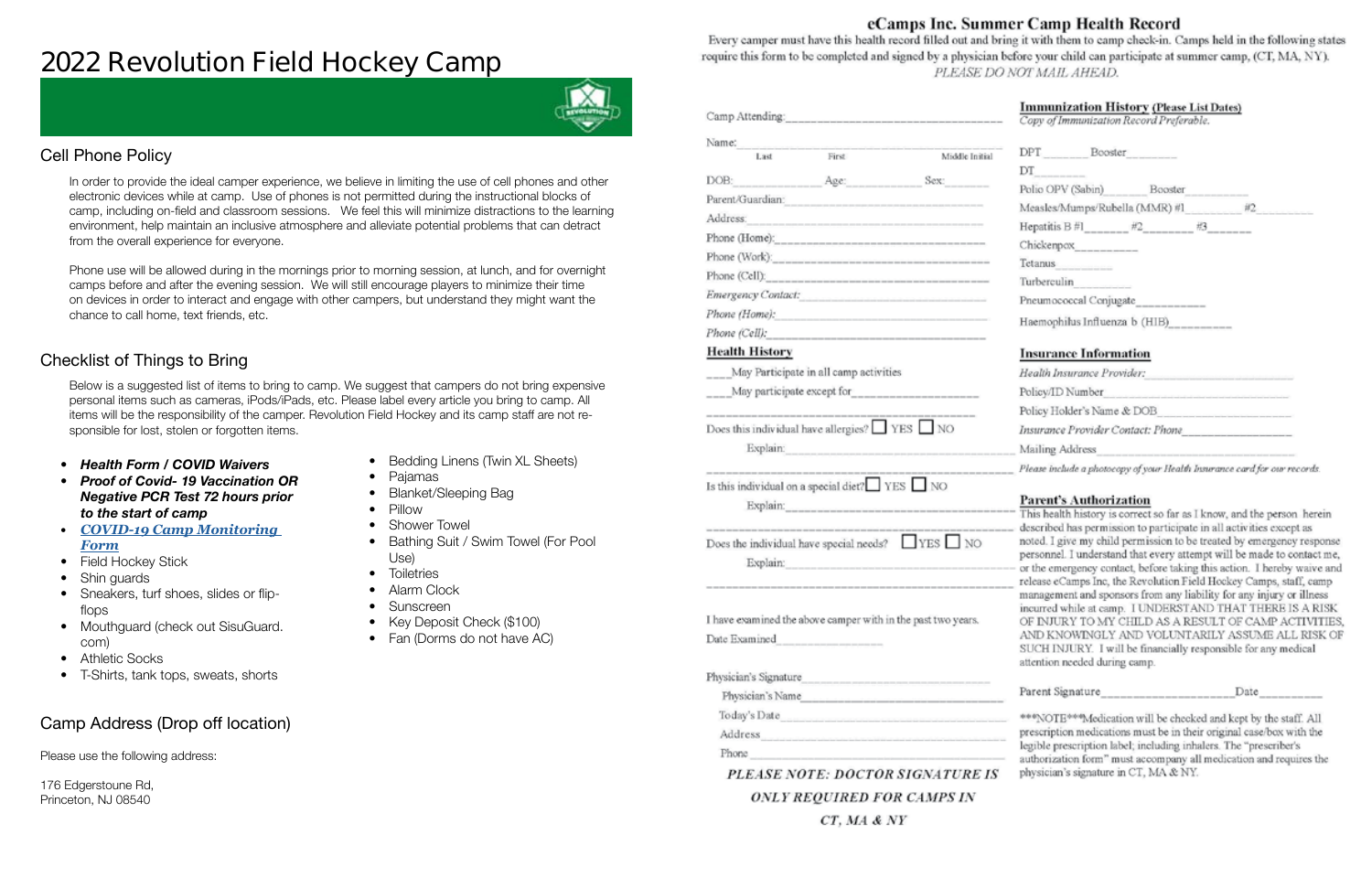# 2022 Revolution Field Hockey Camp

## Cell Phone Policy

In order to provide the ideal camper experience, we believe in limiting the use of cell phones and other electronic devices while at camp. Use of phones is not permitted during the instructional blocks of camp, including on-field and classroom sessions. We feel this will minimize distractions to the learning environment, help maintain an inclusive atmosphere and alleviate potential problems that can detract from the overall experience for everyone.

Phone use will be allowed during in the mornings prior to morning session, at lunch, and for overnight camps before and after the evening session. We will still encourage players to minimize their time on devices in order to interact and engage with other campers, but understand they might want the chance to call home, text friends, etc.

## Checklist of Things to Bring

Below is a suggested list of items to bring to camp. We suggest that campers do not bring expensive personal items such as cameras, iPods/iPads, etc. Please label every article you bring to camp. All items will be the responsibility of the camper. Revolution Field Hockey and its camp staff are not responsible for lost, stolen or forgotten items.

- ***Health Form / COVID Waivers***
- ***Proof of Covid- 19 Vaccination OR Negative PCR Test 72 hours prior to the start of camp***
- ***COVID-19 Camp Monitoring Form***
- Field Hockey Stick
- Shin guards
- Sneakers, turf shoes, slides or flip-flops
- Mouthguard (check out SisuGuard.com)
- Athletic Socks
- T-Shirts, tank tops, sweats, shorts
- Bedding Linens (Twin XL Sheets)
- Pajamas
- Blanket/Sleeping Bag
- Pillow
- Shower Towel
- Bathing Suit / Swim Towel (For Pool Use)
- Toiletries
- Alarm Clock
- Sunscreen
- Key Deposit Check ($100)
- Fan (Dorms do not have AC)

## Camp Address (Drop off location)

Please use the following address:

176 Edgerstoune Rd,
Princeton, NJ 08540

# eCamps Inc. Summer Camp Health Record

Every camper must have this health record filled out and bring it with them to camp check-in. Camps held in the following states require this form to be completed and signed by a physician before your child can participate at summer camp, (CT, MA, NY).

*PLEASE DO NOT MAIL AHEAD.*

Camp Attending:______________________________

Name:______________________________
Last First Middle Initial

DOB:__________ Age:__________ Sex:__________

Parent/Guardian:______________________________

Address:______________________________

Phone (Home):______________________________

Phone (Work):______________________________

Phone (Cell):______________________________

*Emergency Contact:*______________________________

*Phone (Home):*______________________________

*Phone (Cell):*______________________________

**Health History**

____May Participate in all camp activities

____May participate except for______________________

______________________________

Does this individual have allergies? ☐ YES ☐ NO

Explain:______________________________

______________________________

Is this individual on a special diet? ☐ YES ☐ NO

Explain:______________________________

______________________________

Does the individual have special needs? ☐ YES ☐ NO

Explain:______________________________

______________________________

I have examined the above camper with in the past two years.

Date Examined______________

Physician's Signature______________________________

Physician's Name______________________________

Today's Date______________________________

Address______________________________

Phone______________________________

***PLEASE NOTE: DOCTOR SIGNATURE IS ONLY REQUIRED FOR CAMPS IN CT, MA & NY***

**Immunization History (Please List Dates)**
*Copy of Immunization Record Preferable.*

DPT________ Booster__________

DT__________

Polio OPV (Sabin)________ Booster__________

Measles/Mumps/Rubella (MMR) #1__________ #2__________

Hepatitis B #1________ #2________ #3________

Chickenpox__________

Tetanus__________

Turberculin__________

Pneumococcal Conjugate__________

Haemophilus Influenza b (HIB)__________

**Insurance Information**

*Health Insurance Provider:*______________________________

Policy/ID Number______________________________

Policy Holder's Name & DOB______________________________

*Insurance Provider Contact: Phone*______________________________

Mailing Address______________________________

*Please include a photocopy of your Health Insurance card for our records.*

**Parent's Authorization**

This health history is correct so far as I know, and the person herein described has permission to participate in all activities except as noted. I give my child permission to be treated by emergency response personnel. I understand that every attempt will be made to contact me, or the emergency contact, before taking this action. I hereby waive and release eCamps Inc, the Revolution Field Hockey Camps, staff, camp management and sponsors from any liability for any injury or illness incurred while at camp. I UNDERSTAND THAT THERE IS A RISK OF INJURY TO MY CHILD AS A RESULT OF CAMP ACTIVITIES, AND KNOWINGLY AND VOLUNTARILY ASSUME ALL RISK OF SUCH INJURY. I will be financially responsible for any medical attention needed during camp.

Parent Signature______________________ Date__________

\*\*\*NOTE\*\*\*Medication will be checked and kept by the staff. All prescription medications must be in their original case/box with the legible prescription label; including inhalers. The "prescriber's authorization form" must accompany all medication and requires the physician's signature in CT, MA & NY.